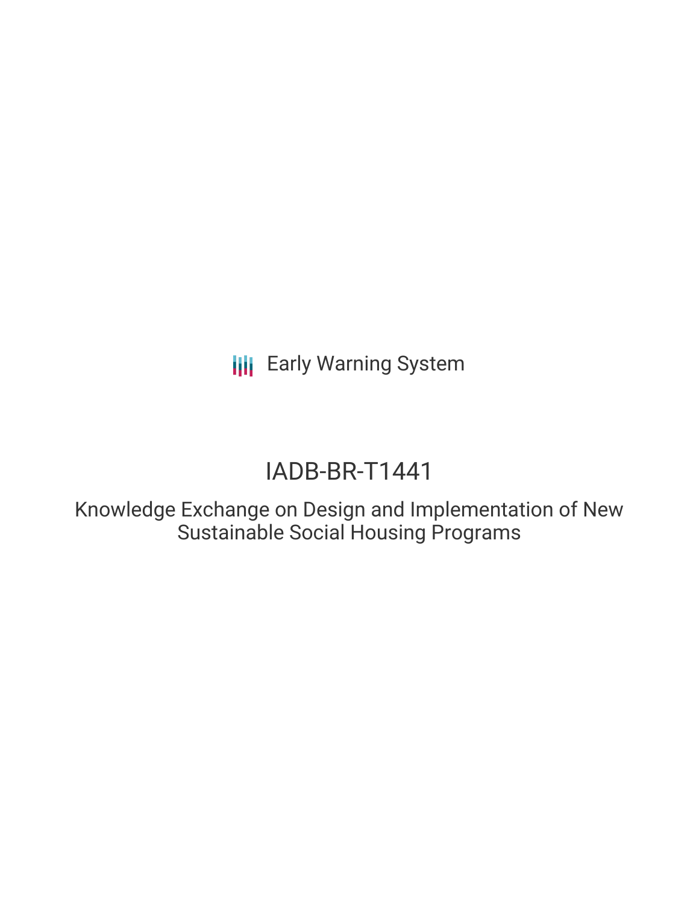Early Warning System

# IADB-BR-T1441

## Knowledge Exchange on Design and Implementation of New Sustainable Social Housing Programs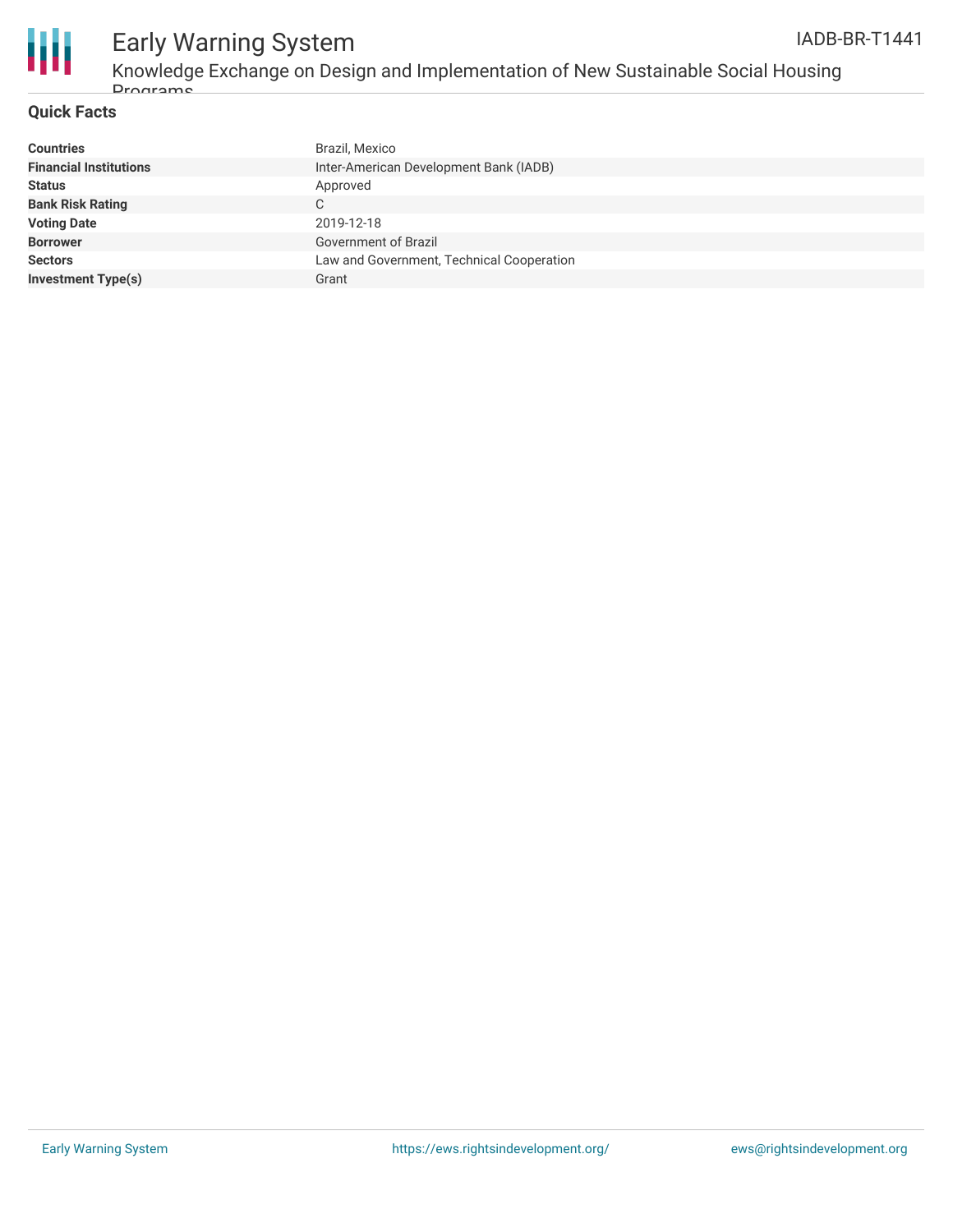## Quick Facts

| | |
|---|---|
| **Countries** | Brazil, Mexico |
| **Financial Institutions** | Inter-American Development Bank (IADB) |
| **Status** | Approved |
| **Bank Risk Rating** | C |
| **Voting Date** | 2019-12-18 |
| **Borrower** | Government of Brazil |
| **Sectors** | Law and Government, Technical Cooperation |
| **Investment Type(s)** | Grant |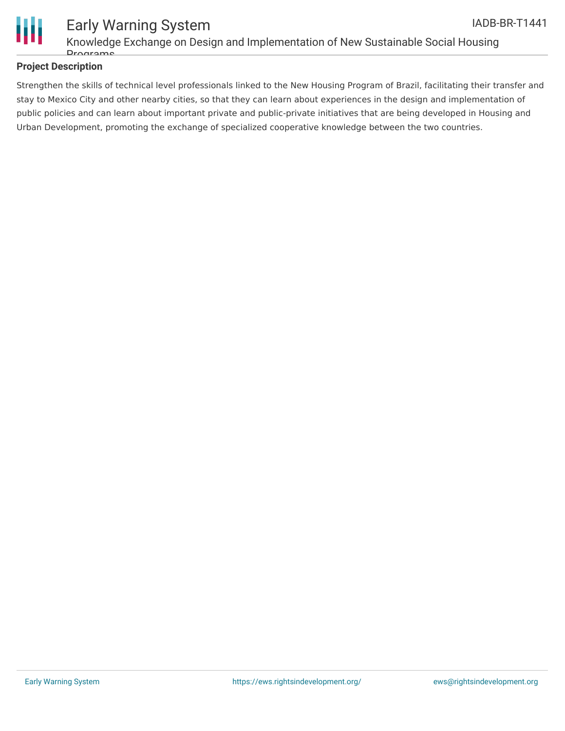**Project Description**

Strengthen the skills of technical level professionals linked to the New Housing Program of Brazil, facilitating their transfer and stay to Mexico City and other nearby cities, so that they can learn about experiences in the design and implementation of public policies and can learn about important private and public-private initiatives that are being developed in Housing and Urban Development, promoting the exchange of specialized cooperative knowledge between the two countries.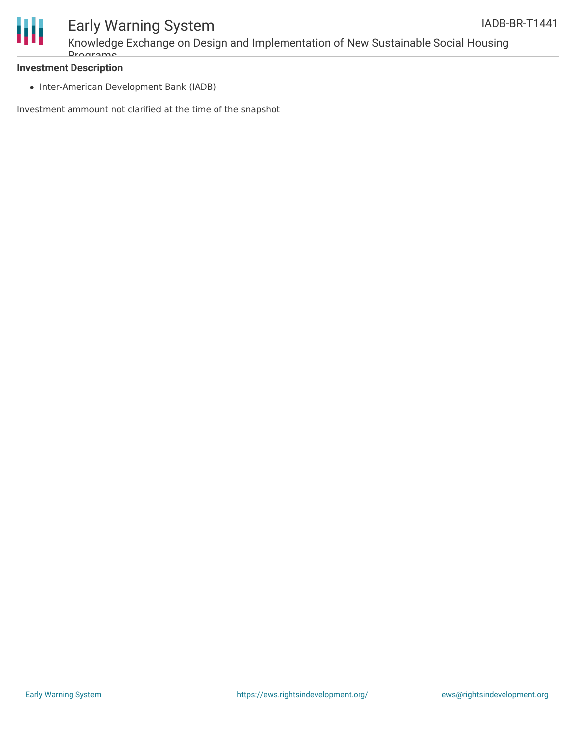**Investment Description**

- Inter-American Development Bank (IADB)

Investment ammount not clarified at the time of the snapshot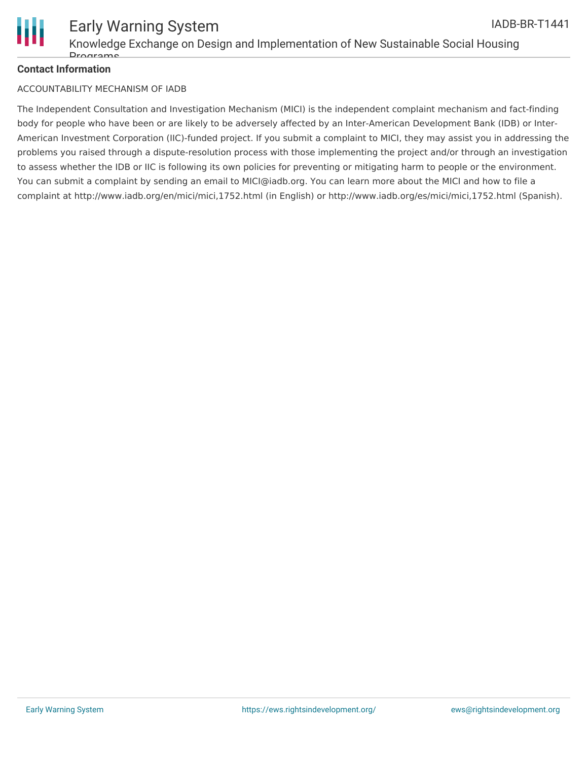**Contact Information**

ACCOUNTABILITY MECHANISM OF IADB

The Independent Consultation and Investigation Mechanism (MICI) is the independent complaint mechanism and fact-finding body for people who have been or are likely to be adversely affected by an Inter-American Development Bank (IDB) or Inter-American Investment Corporation (IIC)-funded project. If you submit a complaint to MICI, they may assist you in addressing the problems you raised through a dispute-resolution process with those implementing the project and/or through an investigation to assess whether the IDB or IIC is following its own policies for preventing or mitigating harm to people or the environment. You can submit a complaint by sending an email to MICI@iadb.org. You can learn more about the MICI and how to file a complaint at http://www.iadb.org/en/mici/mici,1752.html (in English) or http://www.iadb.org/es/mici/mici,1752.html (Spanish).